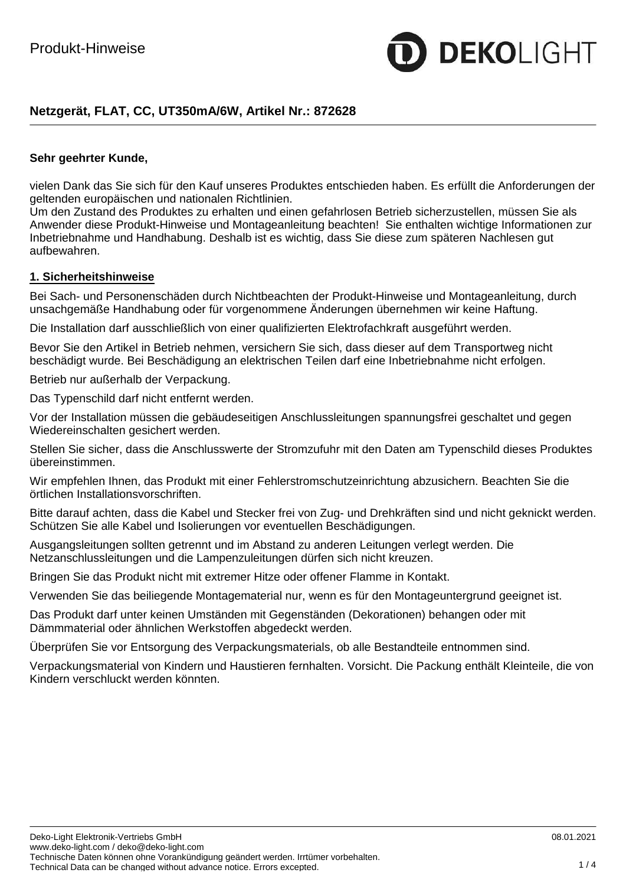# Netzgerät, FLAT, CC, UT350mA/6W, Artikel Nr.: 872628

**Sehr geehrter Kunde,**

vielen Dank das Sie sich für den Kauf unseres Produktes entschieden haben. Es erfüllt die Anforderungen der geltenden europäischen und nationalen Richtlinien.
Um den Zustand des Produktes zu erhalten und einen gefahrlosen Betrieb sicherzustellen, müssen Sie als Anwender diese Produkt-Hinweise und Montageanleitung beachten! Sie enthalten wichtige Informationen zur Inbetriebnahme und Handhabung. Deshalb ist es wichtig, dass Sie diese zum späteren Nachlesen gut aufbewahren.

## 1. Sicherheitshinweise

Bei Sach- und Personenschäden durch Nichtbeachten der Produkt-Hinweise und Montageanleitung, durch unsachgemäße Handhabung oder für vorgenommene Änderungen übernehmen wir keine Haftung.

Die Installation darf ausschließlich von einer qualifizierten Elektrofachkraft ausgeführt werden.

Bevor Sie den Artikel in Betrieb nehmen, versichern Sie sich, dass dieser auf dem Transportweg nicht beschädigt wurde. Bei Beschädigung an elektrischen Teilen darf eine Inbetriebnahme nicht erfolgen.

Betrieb nur außerhalb der Verpackung.

Das Typenschild darf nicht entfernt werden.

Vor der Installation müssen die gebäudeseitigen Anschlussleitungen spannungsfrei geschaltet und gegen Wiedereinschalten gesichert werden.

Stellen Sie sicher, dass die Anschlusswerte der Stromzufuhr mit den Daten am Typenschild dieses Produktes übereinstimmen.

Wir empfehlen Ihnen, das Produkt mit einer Fehlerstromschutzeinrichtung abzusichern. Beachten Sie die örtlichen Installationsvorschriften.

Bitte darauf achten, dass die Kabel und Stecker frei von Zug- und Drehkräften sind und nicht geknickt werden. Schützen Sie alle Kabel und Isolierungen vor eventuellen Beschädigungen.

Ausgangsleitungen sollten getrennt und im Abstand zu anderen Leitungen verlegt werden. Die Netzanschlussleitungen und die Lampenzuleitungen dürfen sich nicht kreuzen.

Bringen Sie das Produkt nicht mit extremer Hitze oder offener Flamme in Kontakt.

Verwenden Sie das beiliegende Montagematerial nur, wenn es für den Montageuntergrund geeignet ist.

Das Produkt darf unter keinen Umständen mit Gegenständen (Dekorationen) behangen oder mit Dämmmaterial oder ähnlichen Werkstoffen abgedeckt werden.

Überprüfen Sie vor Entsorgung des Verpackungsmaterials, ob alle Bestandteile entnommen sind.

Verpackungsmaterial von Kindern und Haustieren fernhalten. Vorsicht. Die Packung enthält Kleinteile, die von Kindern verschluckt werden könnten.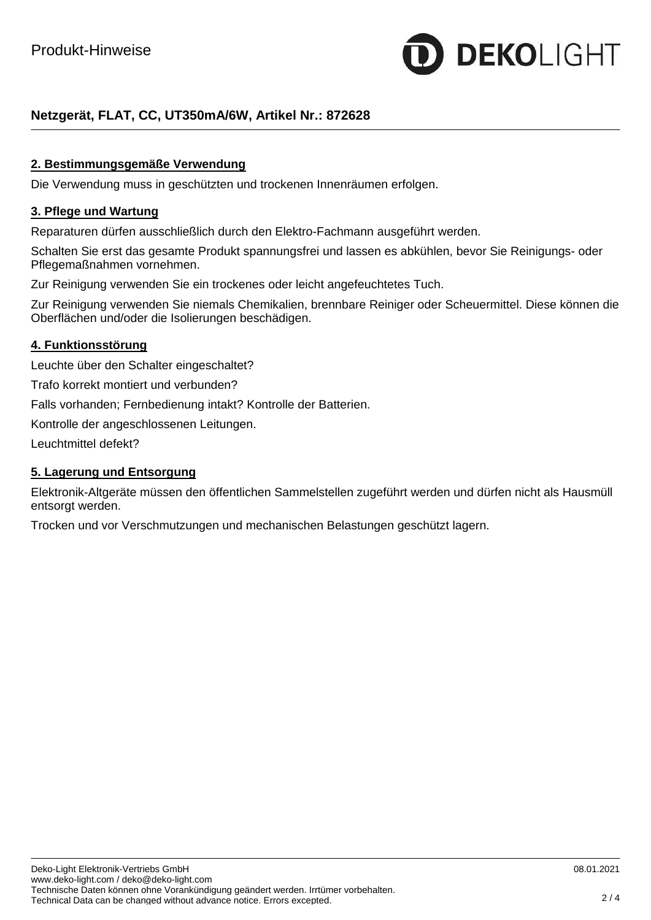# Netzgerät, FLAT, CC, UT350mA/6W, Artikel Nr.: 872628

## 2. Bestimmungsgemäße Verwendung

Die Verwendung muss in geschützten und trockenen Innenräumen erfolgen.

## 3. Pflege und Wartung

Reparaturen dürfen ausschließlich durch den Elektro-Fachmann ausgeführt werden.

Schalten Sie erst das gesamte Produkt spannungsfrei und lassen es abkühlen, bevor Sie Reinigungs- oder Pflegemaßnahmen vornehmen.

Zur Reinigung verwenden Sie ein trockenes oder leicht angefeuchtetes Tuch.

Zur Reinigung verwenden Sie niemals Chemikalien, brennbare Reiniger oder Scheuermittel. Diese können die Oberflächen und/oder die Isolierungen beschädigen.

## 4. Funktionsstörung

Leuchte über den Schalter eingeschaltet?

Trafo korrekt montiert und verbunden?

Falls vorhanden; Fernbedienung intakt? Kontrolle der Batterien.

Kontrolle der angeschlossenen Leitungen.

Leuchtmittel defekt?

## 5. Lagerung und Entsorgung

Elektronik-Altgeräte müssen den öffentlichen Sammelstellen zugeführt werden und dürfen nicht als Hausmüll entsorgt werden.

Trocken und vor Verschmutzungen und mechanischen Belastungen geschützt lagern.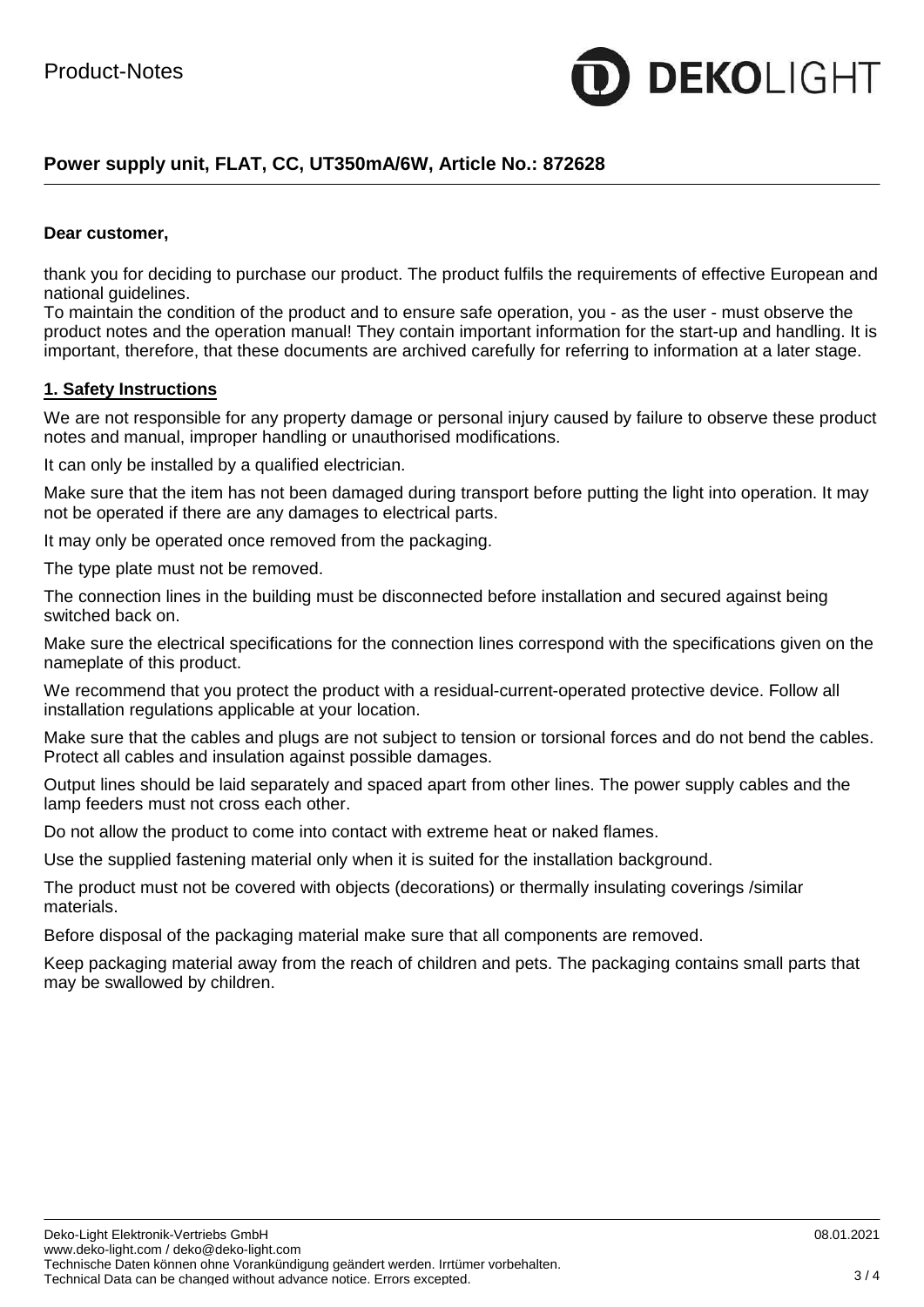## Power supply unit, FLAT, CC, UT350mA/6W, Article No.: 872628

**Dear customer,**

thank you for deciding to purchase our product. The product fulfils the requirements of effective European and national guidelines.
To maintain the condition of the product and to ensure safe operation, you - as the user - must observe the product notes and the operation manual! They contain important information for the start-up and handling. It is important, therefore, that these documents are archived carefully for referring to information at a later stage.

### 1. Safety Instructions

We are not responsible for any property damage or personal injury caused by failure to observe these product notes and manual, improper handling or unauthorised modifications.

It can only be installed by a qualified electrician.

Make sure that the item has not been damaged during transport before putting the light into operation. It may not be operated if there are any damages to electrical parts.

It may only be operated once removed from the packaging.

The type plate must not be removed.

The connection lines in the building must be disconnected before installation and secured against being switched back on.

Make sure the electrical specifications for the connection lines correspond with the specifications given on the nameplate of this product.

We recommend that you protect the product with a residual-current-operated protective device. Follow all installation regulations applicable at your location.

Make sure that the cables and plugs are not subject to tension or torsional forces and do not bend the cables. Protect all cables and insulation against possible damages.

Output lines should be laid separately and spaced apart from other lines. The power supply cables and the lamp feeders must not cross each other.

Do not allow the product to come into contact with extreme heat or naked flames.

Use the supplied fastening material only when it is suited for the installation background.

The product must not be covered with objects (decorations) or thermally insulating coverings /similar materials.

Before disposal of the packaging material make sure that all components are removed.

Keep packaging material away from the reach of children and pets. The packaging contains small parts that may be swallowed by children.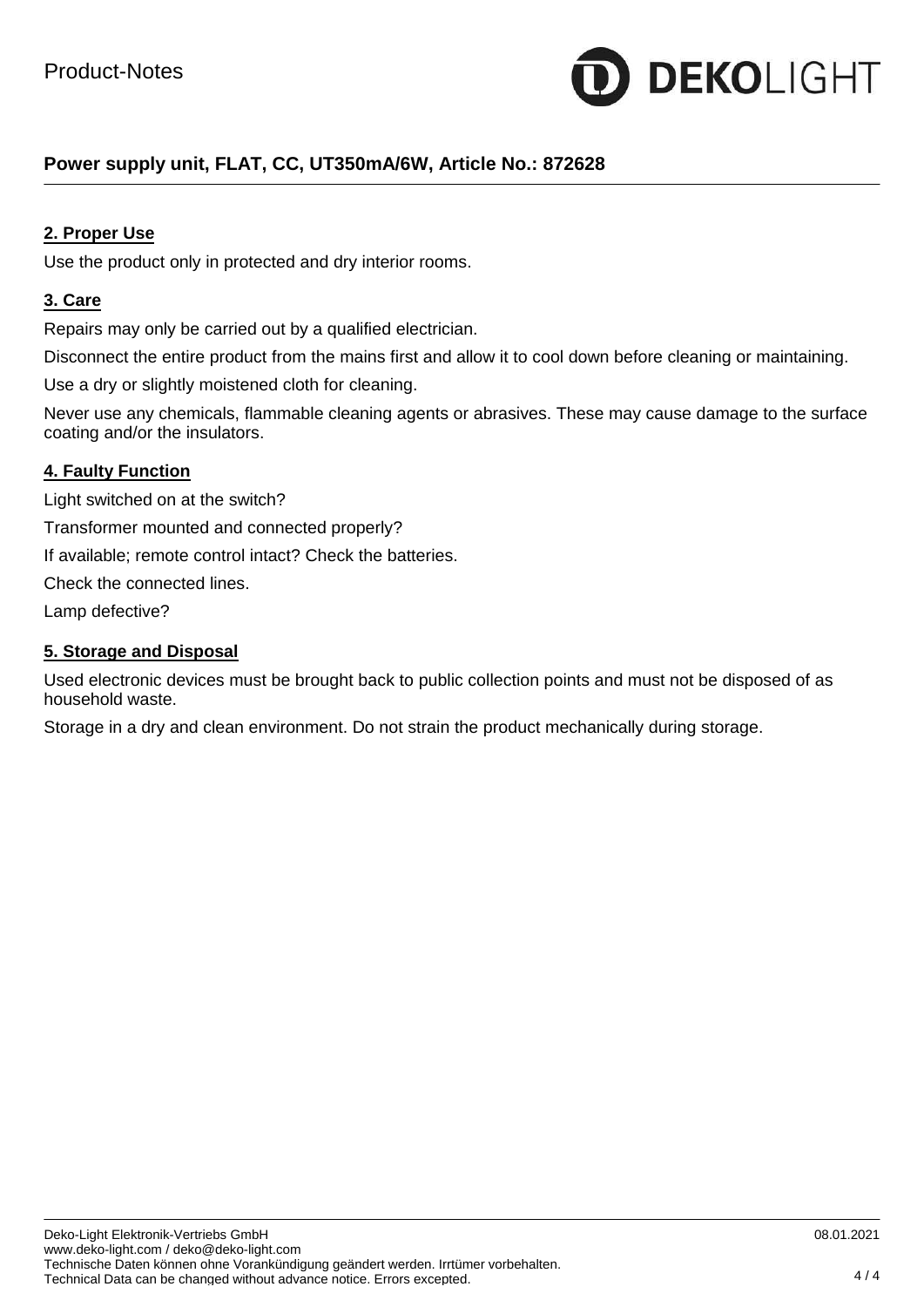## Power supply unit, FLAT, CC, UT350mA/6W, Article No.: 872628

### 2. Proper Use

Use the product only in protected and dry interior rooms.

### 3. Care

Repairs may only be carried out by a qualified electrician.

Disconnect the entire product from the mains first and allow it to cool down before cleaning or maintaining.

Use a dry or slightly moistened cloth for cleaning.

Never use any chemicals, flammable cleaning agents or abrasives. These may cause damage to the surface coating and/or the insulators.

### 4. Faulty Function

Light switched on at the switch?

Transformer mounted and connected properly?

If available; remote control intact? Check the batteries.

Check the connected lines.

Lamp defective?

### 5. Storage and Disposal

Used electronic devices must be brought back to public collection points and must not be disposed of as household waste.

Storage in a dry and clean environment. Do not strain the product mechanically during storage.

Deko-Light Elektronik-Vertriebs GmbH
www.deko-light.com / deko@deko-light.com
Technische Daten können ohne Vorankündigung geändert werden. Irrtümer vorbehalten.
Technical Data can be changed without advance notice. Errors excepted.

08.01.2021